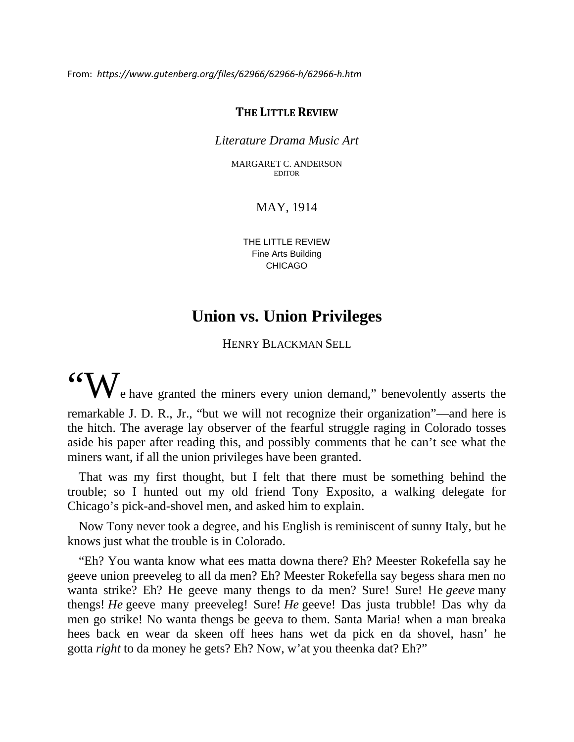From: *https://www.gutenberg.org/files/62966/62966-h/62966-h.htm*

**THE LITTLE REVIEW**

*Literature Drama Music Art*

MARGARET C. ANDERSON
EDITOR

MAY, 1914

THE LITTLE REVIEW
Fine Arts Building
CHICAGO

# Union vs. Union Privileges

HENRY BLACKMAN SELL

"We have granted the miners every union demand," benevolently asserts the remarkable J. D. R., Jr., "but we will not recognize their organization"—and here is the hitch. The average lay observer of the fearful struggle raging in Colorado tosses aside his paper after reading this, and possibly comments that he can't see what the miners want, if all the union privileges have been granted.

That was my first thought, but I felt that there must be something behind the trouble; so I hunted out my old friend Tony Exposito, a walking delegate for Chicago's pick-and-shovel men, and asked him to explain.

Now Tony never took a degree, and his English is reminiscent of sunny Italy, but he knows just what the trouble is in Colorado.

"Eh? You wanta know what ees matta downa there? Eh? Meester Rokefella say he geeve union preeveleg to all da men? Eh? Meester Rokefella say begess shara men no wanta strike? Eh? He geeve many thengs to da men? Sure! Sure! He *geeve* many thengs! *He* geeve many preeveleg! Sure! *He* geeve! Das justa trubble! Das why da men go strike! No wanta thengs be geeva to them. Santa Maria! when a man breaka hees back en wear da skeen off hees hans wet da pick en da shovel, hasn' he gotta *right* to da money he gets? Eh? Now, w'at you theenka dat? Eh?"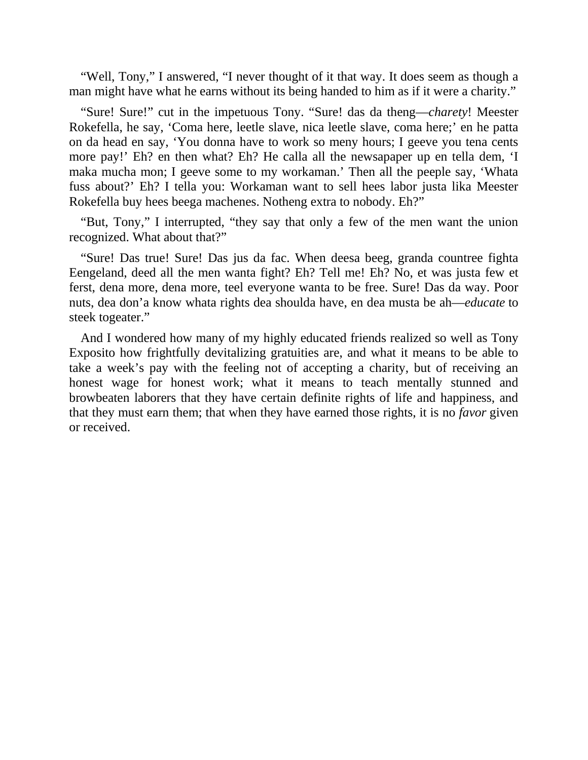“Well, Tony,” I answered, “I never thought of it that way. It does seem as though a man might have what he earns without its being handed to him as if it were a charity.”

“Sure! Sure!” cut in the impetuous Tony. “Sure! das da theng—*charety*! Meester Rokefella, he say, ‘Coma here, leetle slave, nica leetle slave, coma here;’ en he patta on da head en say, ‘You donna have to work so meny hours; I geeve you tena cents more pay!’ Eh? en then what? Eh? He calla all the newsapaper up en tella dem, ‘I maka mucha mon; I geeve some to my workaman.’ Then all the peeple say, ‘Whata fuss about?’ Eh? I tella you: Workaman want to sell hees labor justa lika Meester Rokefella buy hees beega machenes. Notheng extra to nobody. Eh?”

“But, Tony,” I interrupted, “they say that only a few of the men want the union recognized. What about that?”

“Sure! Das true! Sure! Das jus da fac. When deesa beeg, granda countree fighta Eengeland, deed all the men wanta fight? Eh? Tell me! Eh? No, et was justa few et ferst, dena more, dena more, teel everyone wanta to be free. Sure! Das da way. Poor nuts, dea don’a know whata rights dea shoulda have, en dea musta be ah—*educate* to steek togeater.”

And I wondered how many of my highly educated friends realized so well as Tony Exposito how frightfully devitalizing gratuities are, and what it means to be able to take a week’s pay with the feeling not of accepting a charity, but of receiving an honest wage for honest work; what it means to teach mentally stunned and browbeaten laborers that they have certain definite rights of life and happiness, and that they must earn them; that when they have earned those rights, it is no *favor* given or received.